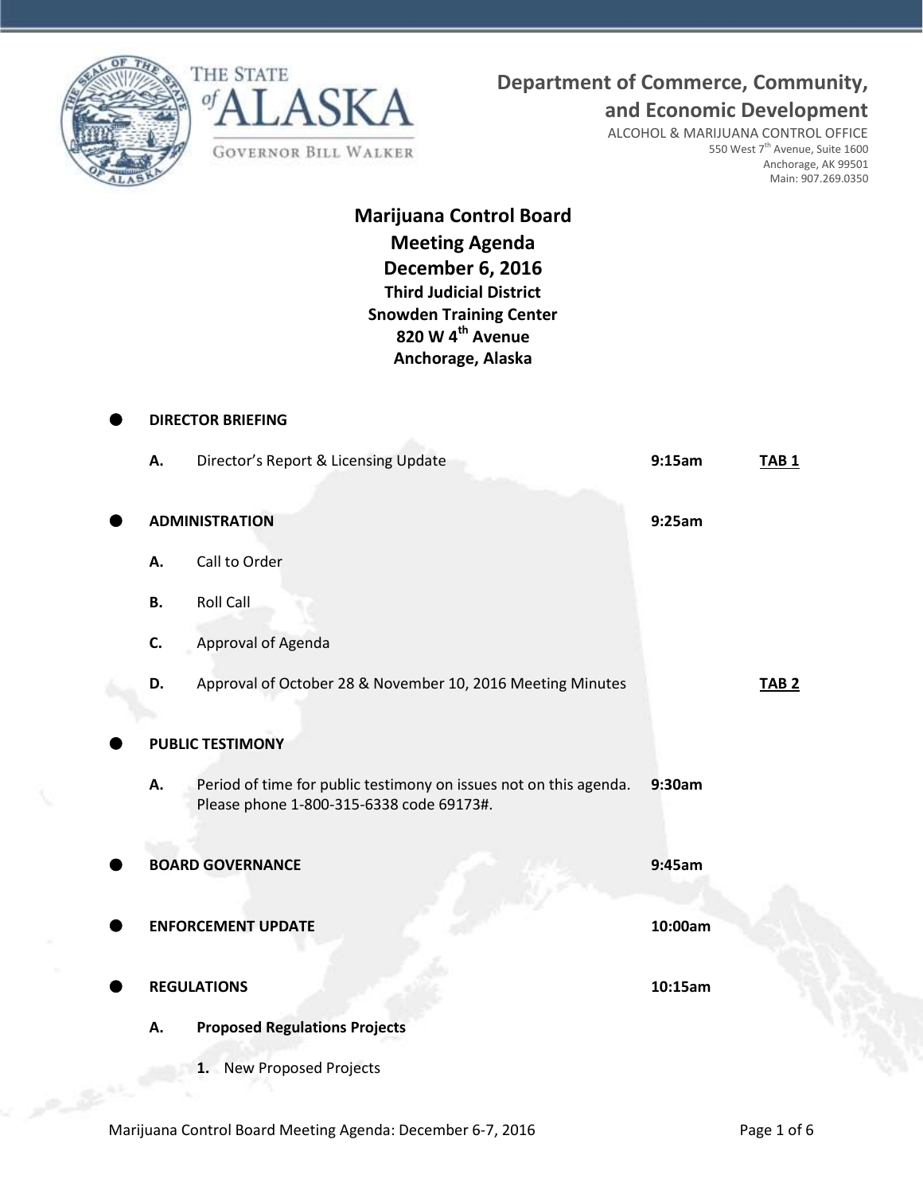THE STATE of ALASKA

GOVERNOR BILL WALKER

**Department of Commerce, Community, and Economic Development**

ALCOHOL & MARIJUANA CONTROL OFFICE
550 West 7th Avenue, Suite 1600
Anchorage, AK 99501
Main: 907.269.0350

# Marijuana Control Board Meeting Agenda

## December 6, 2016

**Third Judicial District**
**Snowden Training Center**
**820 W 4th Avenue**
**Anchorage, Alaska**

- **DIRECTOR BRIEFING**
  - **A.** Director's Report & Licensing Update — **9:15am** — **TAB 1**

- **ADMINISTRATION** — **9:25am**
  - **A.** Call to Order
  - **B.** Roll Call
  - **C.** Approval of Agenda
  - **D.** Approval of October 28 & November 10, 2016 Meeting Minutes — **TAB 2**

- **PUBLIC TESTIMONY**
  - **A.** Period of time for public testimony on issues not on this agenda. Please phone 1-800-315-6338 code 69173#. — **9:30am**

- **BOARD GOVERNANCE** — **9:45am**

- **ENFORCEMENT UPDATE** — **10:00am**

- **REGULATIONS** — **10:15am**
  - **A. Proposed Regulations Projects**
    - **1.** New Proposed Projects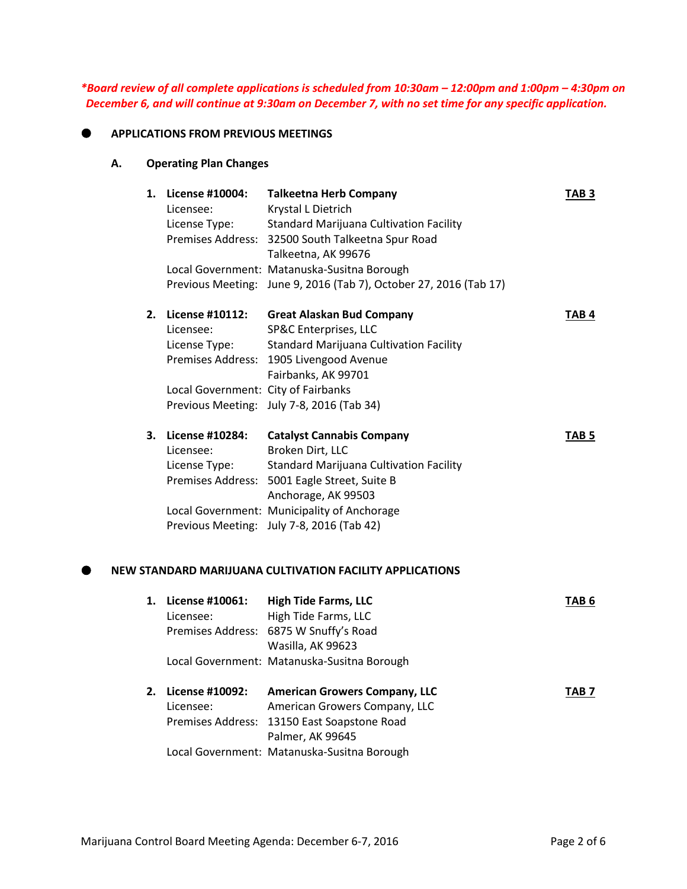***Board review of all complete applications is scheduled from 10:30am – 12:00pm and 1:00pm – 4:30pm on December 6, and will continue at 9:30am on December 7, with no set time for any specific application.***

- **APPLICATIONS FROM PREVIOUS MEETINGS**

**A. Operating Plan Changes**

1. **License #10004: Talkeetna Herb Company** — **TAB 3**
   Licensee: Krystal L Dietrich
   License Type: Standard Marijuana Cultivation Facility
   Premises Address: 32500 South Talkeetna Spur Road, Talkeetna, AK 99676
   Local Government: Matanuska-Susitna Borough
   Previous Meeting: June 9, 2016 (Tab 7), October 27, 2016 (Tab 17)

2. **License #10112: Great Alaskan Bud Company** — **TAB 4**
   Licensee: SP&C Enterprises, LLC
   License Type: Standard Marijuana Cultivation Facility
   Premises Address: 1905 Livengood Avenue, Fairbanks, AK 99701
   Local Government: City of Fairbanks
   Previous Meeting: July 7-8, 2016 (Tab 34)

3. **License #10284: Catalyst Cannabis Company** — **TAB 5**
   Licensee: Broken Dirt, LLC
   License Type: Standard Marijuana Cultivation Facility
   Premises Address: 5001 Eagle Street, Suite B, Anchorage, AK 99503
   Local Government: Municipality of Anchorage
   Previous Meeting: July 7-8, 2016 (Tab 42)

- **NEW STANDARD MARIJUANA CULTIVATION FACILITY APPLICATIONS**

1. **License #10061: High Tide Farms, LLC** — **TAB 6**
   Licensee: High Tide Farms, LLC
   Premises Address: 6875 W Snuffy's Road, Wasilla, AK 99623
   Local Government: Matanuska-Susitna Borough

2. **License #10092: American Growers Company, LLC** — **TAB 7**
   Licensee: American Growers Company, LLC
   Premises Address: 13150 East Soapstone Road, Palmer, AK 99645
   Local Government: Matanuska-Susitna Borough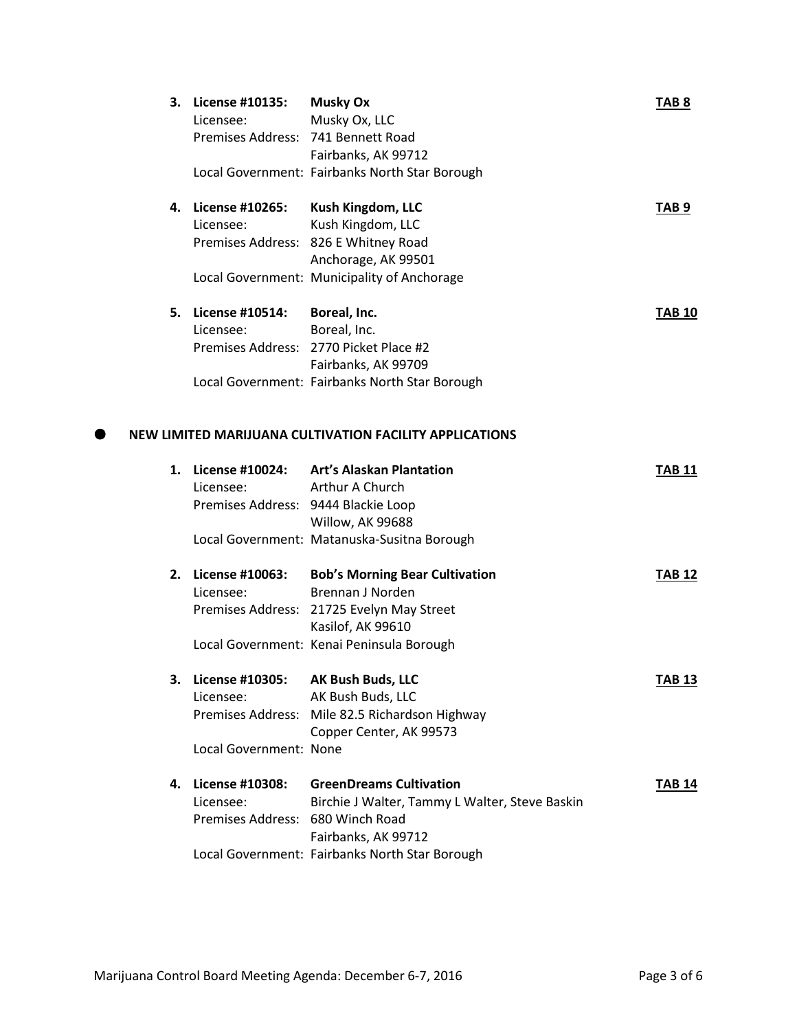3. **License #10135:** **Musky Ox** **TAB 8**
   Licensee: Musky Ox, LLC
   Premises Address: 741 Bennett Road
   Fairbanks, AK 99712
   Local Government: Fairbanks North Star Borough

4. **License #10265:** **Kush Kingdom, LLC** **TAB 9**
   Licensee: Kush Kingdom, LLC
   Premises Address: 826 E Whitney Road
   Anchorage, AK 99501
   Local Government: Municipality of Anchorage

5. **License #10514:** **Boreal, Inc.** **TAB 10**
   Licensee: Boreal, Inc.
   Premises Address: 2770 Picket Place #2
   Fairbanks, AK 99709
   Local Government: Fairbanks North Star Borough

- **NEW LIMITED MARIJUANA CULTIVATION FACILITY APPLICATIONS**

1. **License #10024:** **Art's Alaskan Plantation** **TAB 11**
   Licensee: Arthur A Church
   Premises Address: 9444 Blackie Loop
   Willow, AK 99688
   Local Government: Matanuska-Susitna Borough

2. **License #10063:** **Bob's Morning Bear Cultivation** **TAB 12**
   Licensee: Brennan J Norden
   Premises Address: 21725 Evelyn May Street
   Kasilof, AK 99610
   Local Government: Kenai Peninsula Borough

3. **License #10305:** **AK Bush Buds, LLC** **TAB 13**
   Licensee: AK Bush Buds, LLC
   Premises Address: Mile 82.5 Richardson Highway
   Copper Center, AK 99573
   Local Government: None

4. **License #10308:** **GreenDreams Cultivation** **TAB 14**
   Licensee: Birchie J Walter, Tammy L Walter, Steve Baskin
   Premises Address: 680 Winch Road
   Fairbanks, AK 99712
   Local Government: Fairbanks North Star Borough

Marijuana Control Board Meeting Agenda: December 6-7, 2016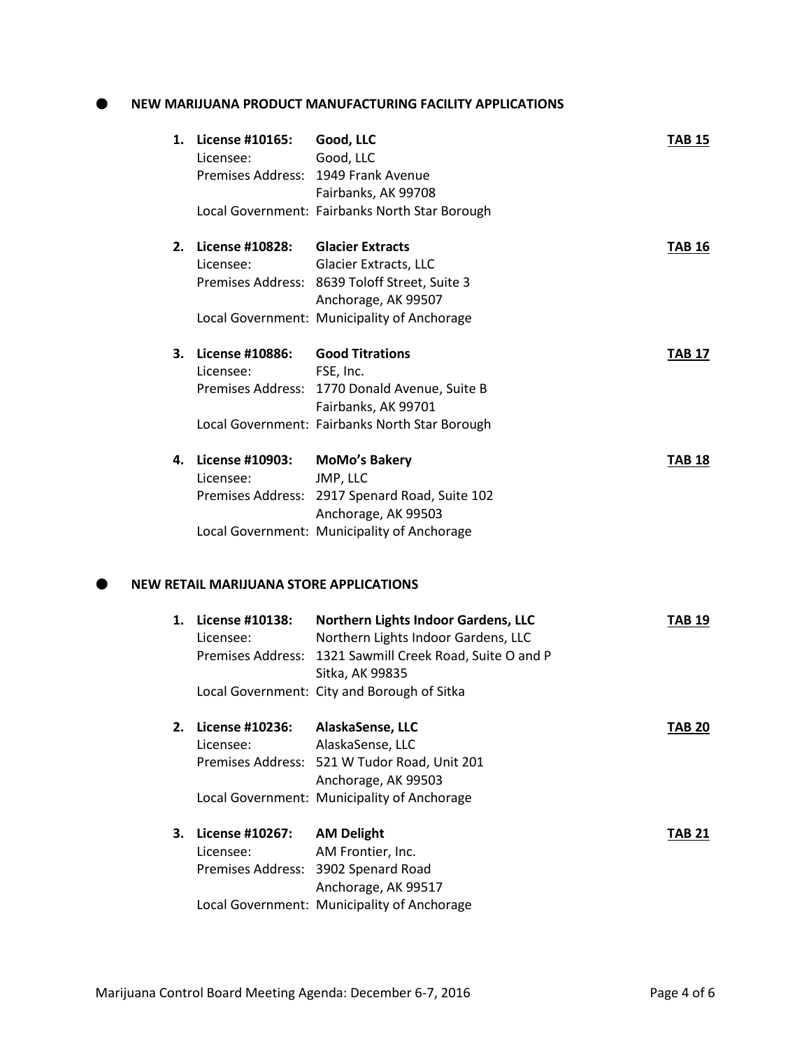- **NEW MARIJUANA PRODUCT MANUFACTURING FILITY APPLICATIONS**

1. **License #10165:** **Good, LLC** **TAB 15**
   Licensee: Good, LLC
   Premises Address: 1949 Frank Avenue
   Fairbanks, AK 99708
   Local Government: Fairbanks North Star Borough

2. **License #10828:** **Glacier Extracts** **TAB 16**
   Licensee: Glacier Extracts, LLC
   Premises Address: 8639 Toloff Street, Suite 3
   Anchorage, AK 99507
   Local Government: Municipality of Anchorage

3. **License #10886:** **Good Titrations** **TAB 17**
   Licensee: FSE, Inc.
   Premises Address: 1770 Donald Avenue, Suite B
   Fairbanks, AK 99701
   Local Government: Fairbanks North Star Borough

4. **License #10903:** **MoMo's Bakery** **TAB 18**
   Licensee: JMP, LLC
   Premises Address: 2917 Spenard Road, Suite 102
   Anchorage, AK 99503
   Local Government: Municipality of Anchorage

- **NEW RETAIL MARIJUANA STORE APPLICATIONS**

1. **License #10138:** **Northern Lights Indoor Gardens, LLC** **TAB 19**
   Licensee: Northern Lights Indoor Gardens, LLC
   Premises Address: 1321 Sawmill Creek Road, Suite O and P
   Sitka, AK 99835
   Local Government: City and Borough of Sitka

2. **License #10236:** **AlaskaSense, LLC** **TAB 20**
   Licensee: AlaskaSense, LLC
   Premises Address: 521 W Tudor Road, Unit 201
   Anchorage, AK 99503
   Local Government: Municipality of Anchorage

3. **License #10267:** **AM Delight** **TAB 21**
   Licensee: AM Frontier, Inc.
   Premises Address: 3902 Spenard Road
   Anchorage, AK 99517
   Local Government: Municipality of Anchorage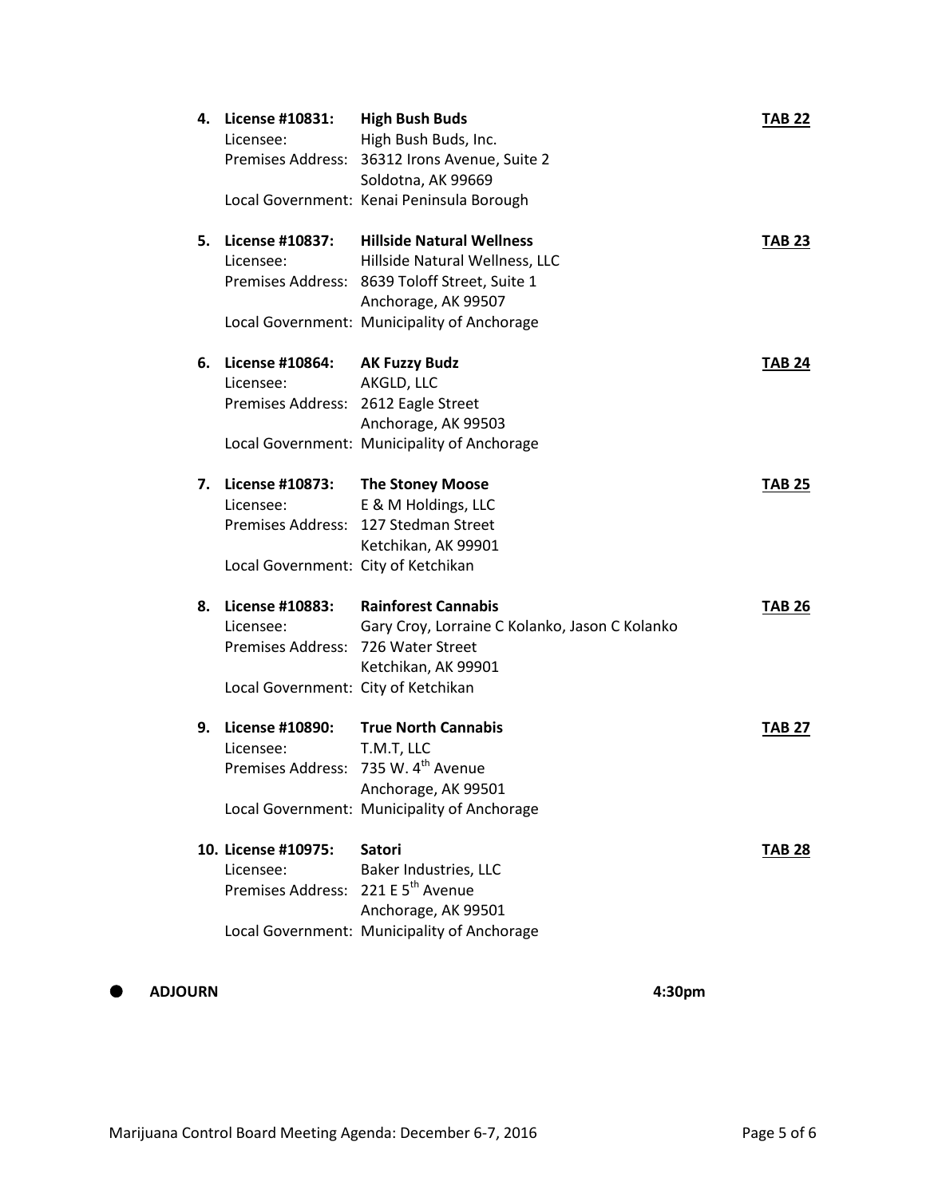4. **License #10831:** **High Bush Buds** **TAB 22**
   Licensee: High Bush Buds, Inc.
   Premises Address: 36312 Irons Avenue, Suite 2
   Soldotna, AK 99669
   Local Government: Kenai Peninsula Borough

5. **License #10837:** **Hillside Natural Wellness** **TAB 23**
   Licensee: Hillside Natural Wellness, LLC
   Premises Address: 8639 Toloff Street, Suite 1
   Anchorage, AK 99507
   Local Government: Municipality of Anchorage

6. **License #10864:** **AK Fuzzy Budz** **TAB 24**
   Licensee: AKGLD, LLC
   Premises Address: 2612 Eagle Street
   Anchorage, AK 99503
   Local Government: Municipality of Anchorage

7. **License #10873:** **The Stoney Moose** **TAB 25**
   Licensee: E & M Holdings, LLC
   Premises Address: 127 Stedman Street
   Ketchikan, AK 99901
   Local Government: City of Ketchikan

8. **License #10883:** **Rainforest Cannabis** **TAB 26**
   Licensee: Gary Croy, Lorraine C Kolanko, Jason C Kolanko
   Premises Address: 726 Water Street
   Ketchikan, AK 99901
   Local Government: City of Ketchikan

9. **License #10890:** **True North Cannabis** **TAB 27**
   Licensee: T.M.T, LLC
   Premises Address: 735 W. 4th Avenue
   Anchorage, AK 99501
   Local Government: Municipality of Anchorage

10. **License #10975:** **Satori** **TAB 28**
    Licensee: Baker Industries, LLC
    Premises Address: 221 E 5th Avenue
    Anchorage, AK 99501
    Local Government: Municipality of Anchorage

- **ADJOURN** **4:30pm**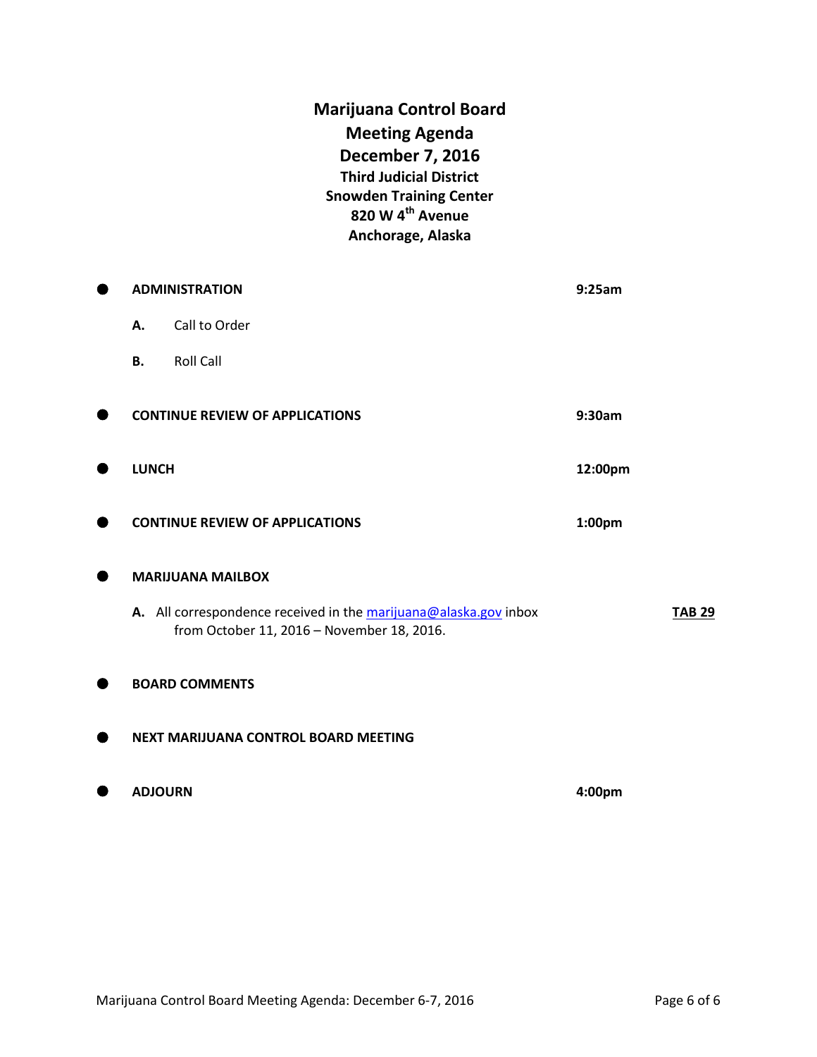# Marijuana Control Board
## Meeting Agenda
## December 7, 2016

**Third Judicial District**
**Snowden Training Center**
**820 W 4th Avenue**
**Anchorage, Alaska**

- **ADMINISTRATION** — **9:25am**
  - **A.** Call to Order
  - **B.** Roll Call

- **CONTINUE REVIEW OF APPLICATIONS** — **9:30am**

- **LUNCH** — **12:00pm**

- **CONTINUE REVIEW OF APPLICATIONS** — **1:00pm**

- **MARIJUANA MAILBOX**
  - **A.** All correspondence received in the marijuana@alaska.gov inbox from October 11, 2016 – November 18, 2016. — **TAB 29**

- **BOARD COMMENTS**

- **NEXT MARIJUANA CONTROL BOARD MEETING**

- **ADJOURN** — **4:00pm**